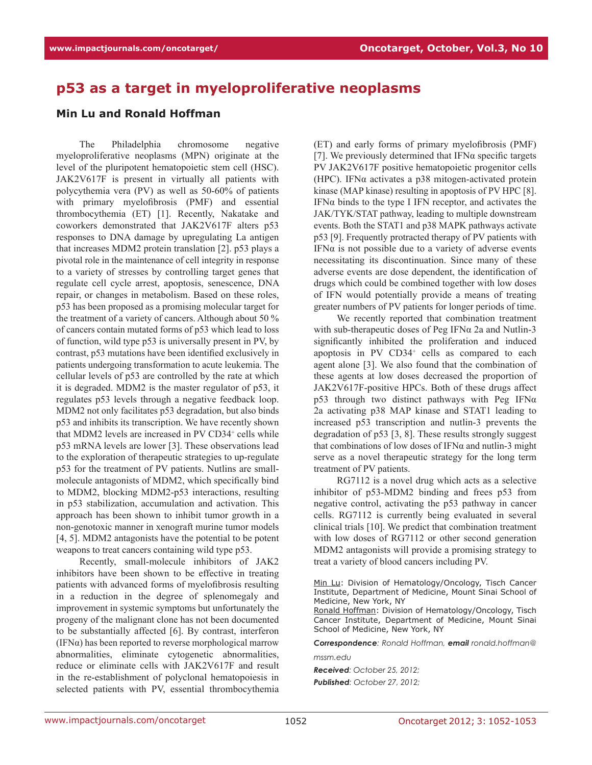# p53 as a target in myeloproliferative neoplasms

### Min Lu and Ronald Hoffman

The Philadelphia chromosome negative myeloproliferative neoplasms (MPN) originate at the level of the pluripotent hematopoietic stem cell (HSC). JAK2V617F is present in virtually all patients with polycythemia vera (PV) as well as 50-60% of patients with primary myelofibrosis (PMF) and essential thrombocythemia (ET) [1]. Recently, Nakatake and coworkers demonstrated that JAK2V617F alters p53 responses to DNA damage by upregulating La antigen that increases MDM2 protein translation [2]. p53 plays a pivotal role in the maintenance of cell integrity in response to a variety of stresses by controlling target genes that regulate cell cycle arrest, apoptosis, senescence, DNA repair, or changes in metabolism. Based on these roles, p53 has been proposed as a promising molecular target for the treatment of a variety of cancers. Although about 50 % of cancers contain mutated forms of p53 which lead to loss of function, wild type p53 is universally present in PV, by contrast, p53 mutations have been identified exclusively in patients undergoing transformation to acute leukemia. The cellular levels of p53 are controlled by the rate at which it is degraded. MDM2 is the master regulator of p53, it regulates p53 levels through a negative feedback loop. MDM2 not only facilitates p53 degradation, but also binds p53 and inhibits its transcription. We have recently shown that MDM2 levels are increased in PV CD34$^+$ cells while p53 mRNA levels are lower [3]. These observations lead to the exploration of therapeutic strategies to up-regulate p53 for the treatment of PV patients. Nutlins are small-molecule antagonists of MDM2, which specifically bind to MDM2, blocking MDM2-p53 interactions, resulting in p53 stabilization, accumulation and activation. This approach has been shown to inhibit tumor growth in a non-genotoxic manner in xenograft murine tumor models [4, 5]. MDM2 antagonists have the potential to be potent weapons to treat cancers containing wild type p53.

Recently, small-molecule inhibitors of JAK2 inhibitors have been shown to be effective in treating patients with advanced forms of myelofibrosis resulting in a reduction in the degree of splenomegaly and improvement in systemic symptoms but unfortunately the progeny of the malignant clone has not been documented to be substantially affected [6]. By contrast, interferon (IFNα) has been reported to reverse morphological marrow abnormalities, eliminate cytogenetic abnormalities, reduce or eliminate cells with JAK2V617F and result in the re-establishment of polyclonal hematopoiesis in selected patients with PV, essential thrombocythemia (ET) and early forms of primary myelofibrosis (PMF) [7]. We previously determined that IFNα specific targets PV JAK2V617F positive hematopoietic progenitor cells (HPC). IFNα activates a p38 mitogen-activated protein kinase (MAP kinase) resulting in apoptosis of PV HPC [8]. IFNα binds to the type I IFN receptor, and activates the JAK/TYK/STAT pathway, leading to multiple downstream events. Both the STAT1 and p38 MAPK pathways activate p53 [9]. Frequently protracted therapy of PV patients with IFNα is not possible due to a variety of adverse events necessitating its discontinuation. Since many of these adverse events are dose dependent, the identification of drugs which could be combined together with low doses of IFN would potentially provide a means of treating greater numbers of PV patients for longer periods of time.

We recently reported that combination treatment with sub-therapeutic doses of Peg IFNα 2a and Nutlin-3 significantly inhibited the proliferation and induced apoptosis in PV CD34$^+$ cells as compared to each agent alone [3]. We also found that the combination of these agents at low doses decreased the proportion of JAK2V617F-positive HPCs. Both of these drugs affect p53 through two distinct pathways with Peg IFNα 2a activating p38 MAP kinase and STAT1 leading to increased p53 transcription and nutlin-3 prevents the degradation of p53 [3, 8]. These results strongly suggest that combinations of low doses of IFNα and nutlin-3 might serve as a novel therapeutic strategy for the long term treatment of PV patients.

RG7112 is a novel drug which acts as a selective inhibitor of p53-MDM2 binding and frees p53 from negative control, activating the p53 pathway in cancer cells. RG7112 is currently being evaluated in several clinical trials [10]. We predict that combination treatment with low doses of RG7112 or other second generation MDM2 antagonists will provide a promising strategy to treat a variety of blood cancers including PV.

Min Lu: Division of Hematology/Oncology, Tisch Cancer Institute, Department of Medicine, Mount Sinai School of Medicine, New York, NY

Ronald Hoffman: Division of Hematology/Oncology, Tisch Cancer Institute, Department of Medicine, Mount Sinai School of Medicine, New York, NY

***Correspondence**: Ronald Hoffman, **email** ronald.hoffman@mssm.edu*

***Received**: October 25, 2012;*

***Published**: October 27, 2012;*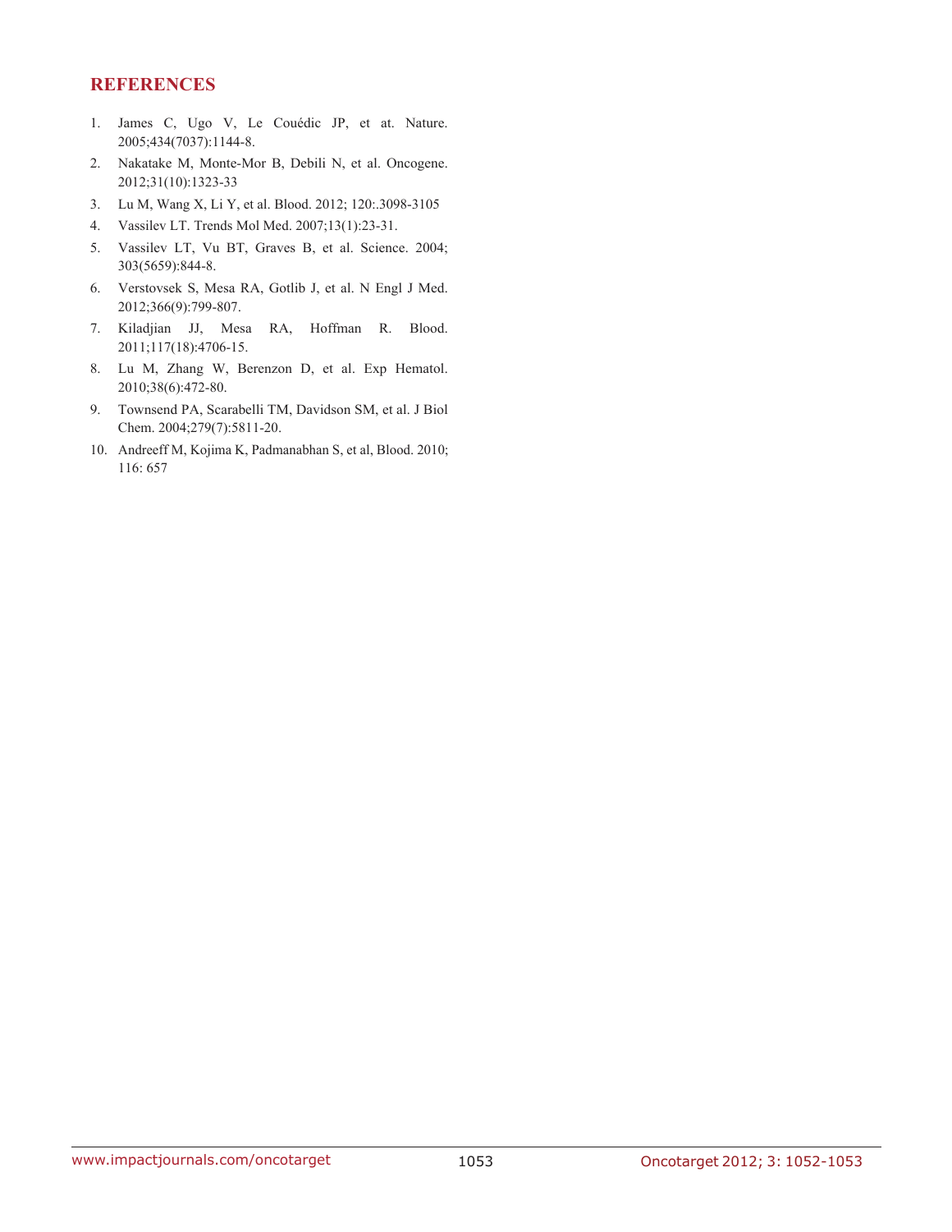## REFERENCES

1. James C, Ugo V, Le Couédic JP, et at. Nature. 2005;434(7037):1144-8.
2. Nakatake M, Monte-Mor B, Debili N, et al. Oncogene. 2012;31(10):1323-33
3. Lu M, Wang X, Li Y, et al. Blood. 2012; 120:.3098-3105
4. Vassilev LT. Trends Mol Med. 2007;13(1):23-31.
5. Vassilev LT, Vu BT, Graves B, et al. Science. 2004; 303(5659):844-8.
6. Verstovsek S, Mesa RA, Gotlib J, et al. N Engl J Med. 2012;366(9):799-807.
7. Kiladjian JJ, Mesa RA, Hoffman R. Blood. 2011;117(18):4706-15.
8. Lu M, Zhang W, Berenzon D, et al. Exp Hematol. 2010;38(6):472-80.
9. Townsend PA, Scarabelli TM, Davidson SM, et al. J Biol Chem. 2004;279(7):5811-20.
10. Andreeff M, Kojima K, Padmanabhan S, et al, Blood. 2010; 116: 657